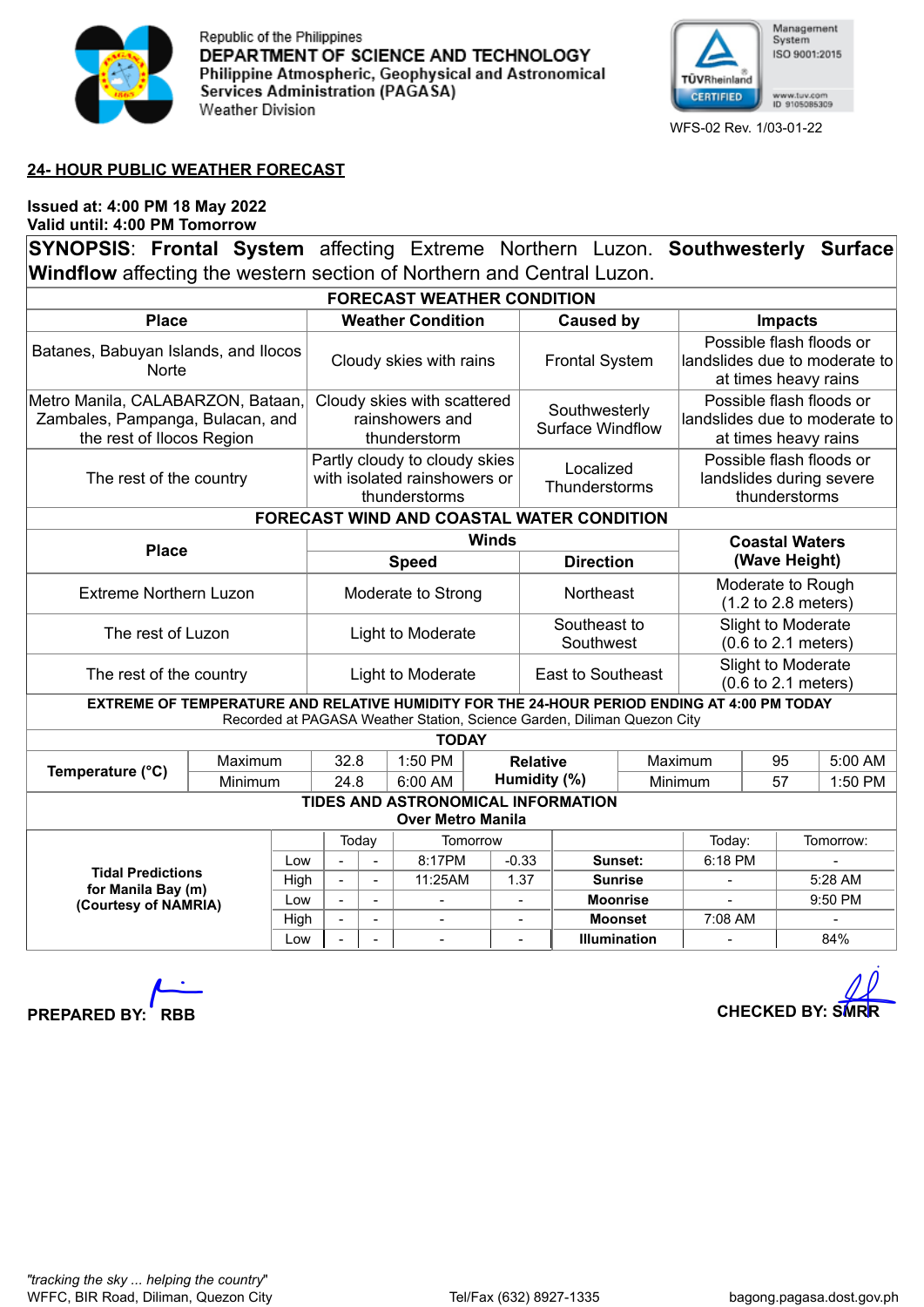Republic of the Philippines
**DEPARTMENT OF SCIENCE AND TECHNOLOGY**
**Philippine Atmospheric, Geophysical and Astronomical Services Administration (PAGASA)**
Weather Division

Management System ISO 9001:2015
TÜVRheinland CERTIFIED
www.tuv.com ID 9105085309

WFS-02 Rev. 1/03-01-22

## 24- HOUR PUBLIC WEATHER FORECAST

**Issued at: 4:00 PM 18 May 2022**
**Valid until: 4:00 PM Tomorrow**

**SYNOPSIS**: **Frontal System** affecting Extreme Northern Luzon. **Southwesterly Surface Windflow** affecting the western section of Northern and Central Luzon.

### FORECAST WEATHER CONDITION

| Place | Weather Condition | Caused by | Impacts |
|---|---|---|---|
| Batanes, Babuyan Islands, and Ilocos Norte | Cloudy skies with rains | Frontal System | Possible flash floods or landslides due to moderate to at times heavy rains |
| Metro Manila, CALABARZON, Bataan, Zambales, Pampanga, Bulacan, and the rest of Ilocos Region | Cloudy skies with scattered rainshowers and thunderstorm | Southwesterly Surface Windflow | Possible flash floods or landslides due to moderate to at times heavy rains |
| The rest of the country | Partly cloudy to cloudy skies with isolated rainshowers or thunderstorms | Localized Thunderstorms | Possible flash floods or landslides during severe thunderstorms |

### FORECAST WIND AND COASTAL WATER CONDITION

| Place | Winds | | Coastal Waters (Wave Height) |
|---|---|---|---|
| | Speed | Direction | |
| Extreme Northern Luzon | Moderate to Strong | Northeast | Moderate to Rough (1.2 to 2.8 meters) |
| The rest of Luzon | Light to Moderate | Southeast to Southwest | Slight to Moderate (0.6 to 2.1 meters) |
| The rest of the country | Light to Moderate | East to Southeast | Slight to Moderate (0.6 to 2.1 meters) |

### EXTREME OF TEMPERATURE AND RELATIVE HUMIDITY FOR THE 24-HOUR PERIOD ENDING AT 4:00 PM TODAY

Recorded at PAGASA Weather Station, Science Garden, Diliman Quezon City

**TODAY**

| Temperature (°C) | | | | Relative Humidity (%) | | | |
|---|---|---|---|---|---|---|---|
| | Maximum | 32.8 | 1:50 PM | | Maximum | 95 | 5:00 AM |
| | Minimum | 24.8 | 6:00 AM | | Minimum | 57 | 1:50 PM |

### TIDES AND ASTRONOMICAL INFORMATION

**Over Metro Manila**

| Tidal Predictions for Manila Bay (m) (Courtesy of NAMRIA) | | Today | | Tomorrow | | | Today: | Tomorrow: |
|---|---|---|---|---|---|---|---|---|
| | Low | - | - | 8:17PM | -0.33 | **Sunset:** | 6:18 PM | - |
| | High | - | - | 11:25AM | 1.37 | **Sunrise** | - | 5:28 AM |
| | Low | - | - | - | - | **Moonrise** | - | 9:50 PM |
| | High | - | - | - | - | **Moonset** | 7:08 AM | - |
| | Low | - | - | - | - | **Illumination** | - | 84% |

**PREPARED BY: RBB**

**CHECKED BY: SMRR**

*"tracking the sky ... helping the country"*
WFFC, BIR Road, Diliman, Quezon City
Tel/Fax (632) 8927-1335
bagong.pagasa.dost.gov.ph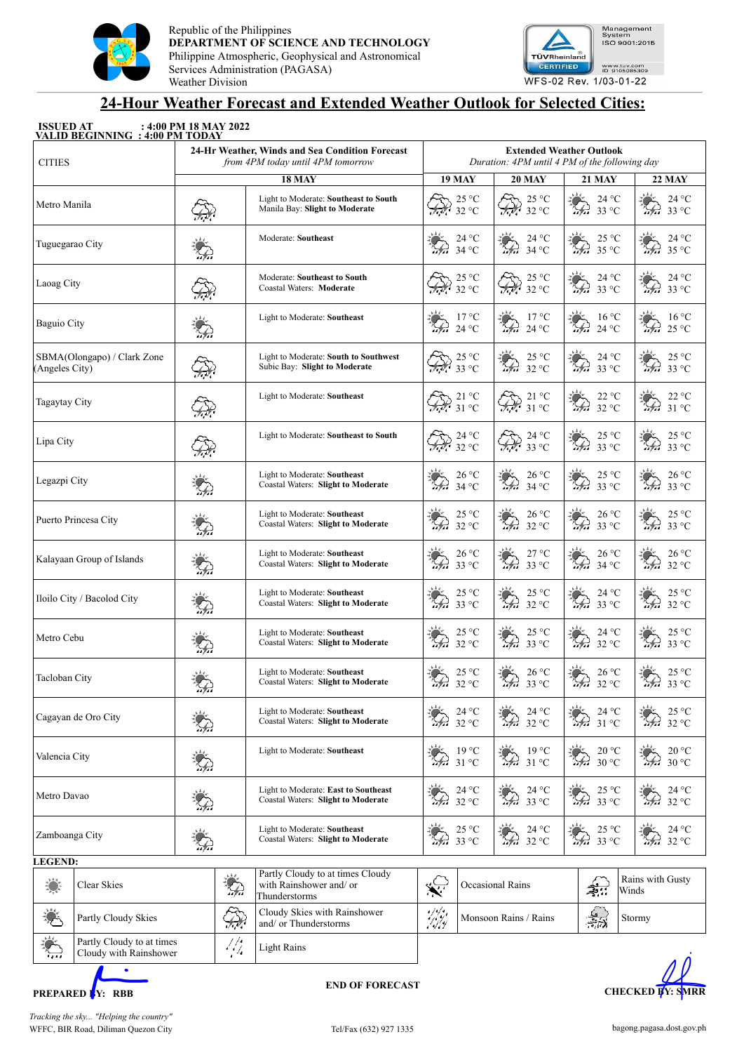Republic of the Philippines
**DEPARTMENT OF SCIENCE AND TECHNOLOGY**
Philippine Atmospheric, Geophysical and Astronomical Services Administration (PAGASA)
Weather Division

Management System ISO 9001:2015
TÜVRheinland CERTIFIED
www.tuv.com ID 9105085309

WFS-02 Rev. 1/03-01-22

# 24-Hour Weather Forecast and Extended Weather Outlook for Selected Cities:

**ISSUED AT : 4:00 PM 18 MAY 2022**
**VALID BEGINNING : 4:00 PM TODAY**

| CITIES | 24-Hr Weather, Winds and Sea Condition Forecast *from 4PM today until 4PM tomorrow* | | Extended Weather Outlook *Duration: 4PM until 4 PM of the following day* | | | |
|---|---|---|---|---|---|---|
| | 18 MAY | | 19 MAY | 20 MAY | 21 MAY | 22 MAY |
| Metro Manila | | Light to Moderate: **Southeast to South** Manila Bay: **Slight to Moderate** | 25 °C 32 °C | 25 °C 32 °C | 24 °C 33 °C | 24 °C 33 °C |
| Tuguegarao City | | Moderate: **Southeast** | 24 °C 34 °C | 24 °C 34 °C | 25 °C 35 °C | 24 °C 35 °C |
| Laoag City | | Moderate: **Southeast to South** Coastal Waters: **Moderate** | 25 °C 32 °C | 25 °C 32 °C | 24 °C 33 °C | 24 °C 33 °C |
| Baguio City | | Light to Moderate: **Southeast** | 17 °C 24 °C | 17 °C 24 °C | 16 °C 24 °C | 16 °C 25 °C |
| SBMA(Olongapo) / Clark Zone (Angeles City) | | Light to Moderate: **South to Southwest** Subic Bay: **Slight to Moderate** | 25 °C 33 °C | 25 °C 32 °C | 24 °C 33 °C | 25 °C 33 °C |
| Tagaytay City | | Light to Moderate: **Southeast** | 21 °C 31 °C | 21 °C 31 °C | 22 °C 32 °C | 22 °C 31 °C |
| Lipa City | | Light to Moderate: **Southeast to South** | 24 °C 32 °C | 24 °C 33 °C | 25 °C 33 °C | 25 °C 33 °C |
| Legazpi City | | Light to Moderate: **Southeast** Coastal Waters: **Slight to Moderate** | 26 °C 34 °C | 26 °C 34 °C | 25 °C 33 °C | 26 °C 33 °C |
| Puerto Princesa City | | Light to Moderate: **Southeast** Coastal Waters: **Slight to Moderate** | 25 °C 32 °C | 26 °C 32 °C | 26 °C 33 °C | 25 °C 33 °C |
| Kalayaan Group of Islands | | Light to Moderate: **Southeast** Coastal Waters: **Slight to Moderate** | 26 °C 33 °C | 27 °C 33 °C | 26 °C 34 °C | 26 °C 32 °C |
| Iloilo City / Bacolod City | | Light to Moderate: **Southeast** Coastal Waters: **Slight to Moderate** | 25 °C 33 °C | 25 °C 32 °C | 24 °C 33 °C | 25 °C 32 °C |
| Metro Cebu | | Light to Moderate: **Southeast** Coastal Waters: **Slight to Moderate** | 25 °C 32 °C | 25 °C 33 °C | 24 °C 32 °C | 25 °C 33 °C |
| Tacloban City | | Light to Moderate: **Southeast** Coastal Waters: **Slight to Moderate** | 25 °C 32 °C | 26 °C 33 °C | 26 °C 32 °C | 25 °C 33 °C |
| Cagayan de Oro City | | Light to Moderate: **Southeast** Coastal Waters: **Slight to Moderate** | 24 °C 32 °C | 24 °C 32 °C | 24 °C 31 °C | 25 °C 32 °C |
| Valencia City | | Light to Moderate: **Southeast** | 19 °C 31 °C | 19 °C 31 °C | 20 °C 30 °C | 20 °C 30 °C |
| Metro Davao | | Light to Moderate: **East to Southeast** Coastal Waters: **Slight to Moderate** | 24 °C 32 °C | 24 °C 33 °C | 25 °C 33 °C | 24 °C 32 °C |
| Zamboanga City | | Light to Moderate: **Southeast** Coastal Waters: **Slight to Moderate** | 25 °C 33 °C | 24 °C 32 °C | 25 °C 33 °C | 24 °C 32 °C |

**LEGEND:**

| | | | | | | | |
|---|---|---|---|---|---|---|---|
| | Clear Skies | | Partly Cloudy to at times Cloudy with Rainshower and/ or Thunderstorms | | Occasional Rains | | Rains with Gusty Winds |
| | Partly Cloudy Skies | | Cloudy Skies with Rainshower and/ or Thunderstorms | | Monsoon Rains / Rains | | Stormy |
| | Partly Cloudy to at times Cloudy with Rainshower | | Light Rains | | | | |

**PREPARED BY: RBB**

**END OF FORECAST**

**CHECKED BY: SMRR**

*Tracking the sky... "Helping the country"*
WFFC, BIR Road, Diliman Quezon City

Tel/Fax (632) 927 1335

bagong.pagasa.dost.gov.ph